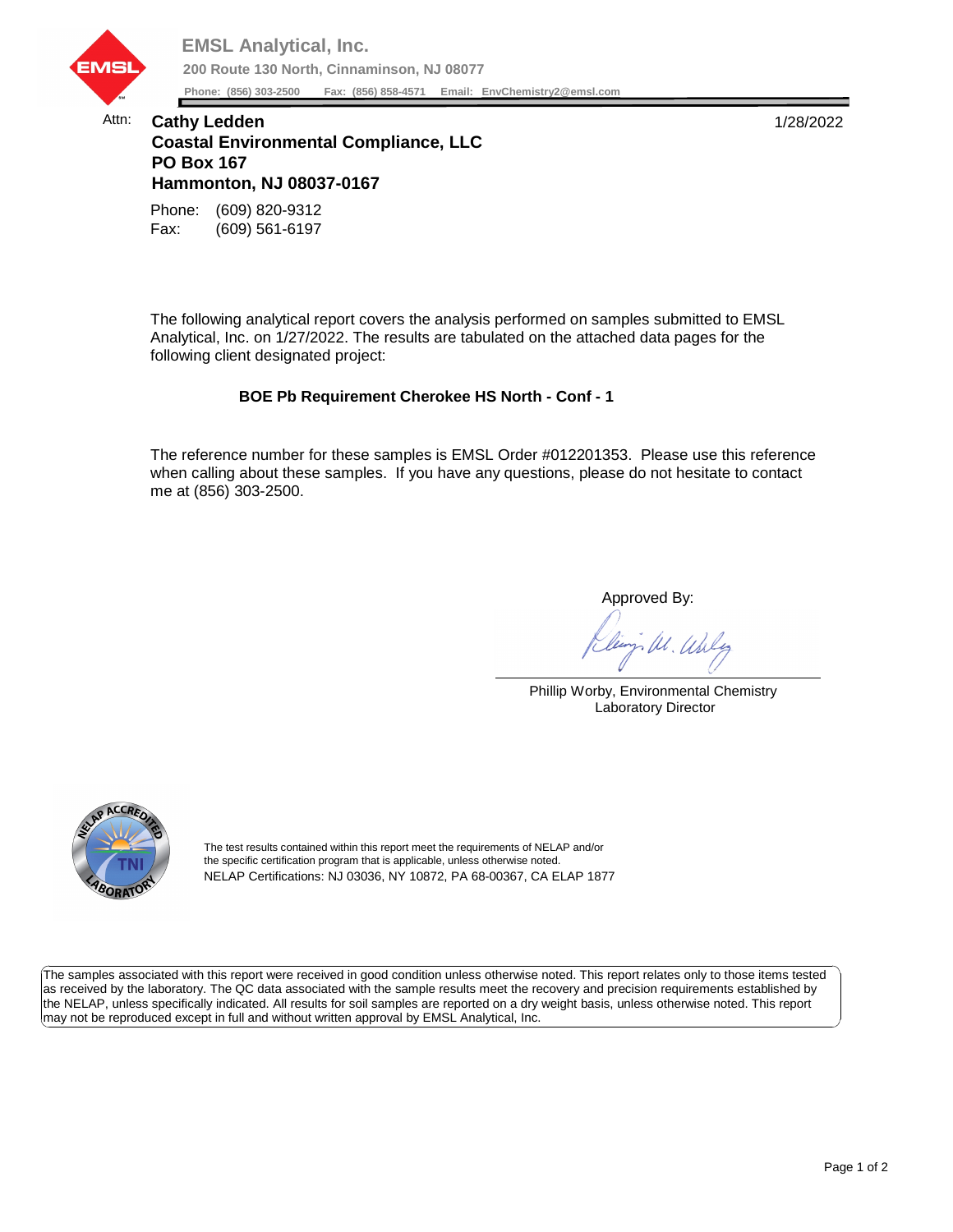**EMSL Analytical, Inc.**

**200 Route 130 North, Cinnaminson, NJ 08077**

**Phone: (856) 303-2500 Fax: (856) 858-4571 Email: EnvChemistry2@emsl.com**

Attn: **Cathy Ledden**
**Coastal Environmental Compliance, LLC**
**PO Box 167**
**Hammonton, NJ 08037-0167**

1/28/2022

Phone: (609) 820-9312
Fax: (609) 561-6197

The following analytical report covers the analysis performed on samples submitted to EMSL Analytical, Inc. on 1/27/2022. The results are tabulated on the attached data pages for the following client designated project:

**BOE Pb Requirement Cherokee HS North - Conf - 1**

The reference number for these samples is EMSL Order #012201353. Please use this reference when calling about these samples. If you have any questions, please do not hesitate to contact me at (856) 303-2500.

Approved By:

Phillip Worby, Environmental Chemistry
Laboratory Director

The test results contained within this report meet the requirements of NELAP and/or the specific certification program that is applicable, unless otherwise noted.
NELAP Certifications: NJ 03036, NY 10872, PA 68-00367, CA ELAP 1877

The samples associated with this report were received in good condition unless otherwise noted. This report relates only to those items tested as received by the laboratory. The QC data associated with the sample results meet the recovery and precision requirements established by the NELAP, unless specifically indicated. All results for soil samples are reported on a dry weight basis, unless otherwise noted. This report may not be reproduced except in full and without written approval by EMSL Analytical, Inc.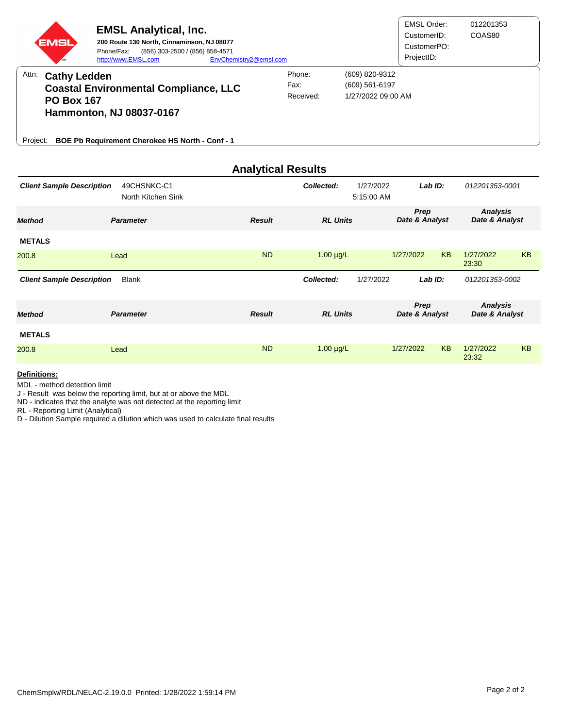# EMSL Analytical, Inc.

**200 Route 130 North, Cinnaminson, NJ 08077**
Phone/Fax: (856) 303-2500 / (856) 858-4571
http://www.EMSL.com EnvChemistry2@emsl.com

| | |
|---|---|
| EMSL Order: | 012201353 |
| CustomerID: | COAS80 |
| CustomerPO: | |
| ProjectID: | |

Attn: **Cathy Ledden**
**Coastal Environmental Compliance, LLC**
**PO Box 167**
**Hammonton, NJ 08037-0167**

Phone: (609) 820-9312
Fax: (609) 561-6197
Received: 1/27/2022 09:00 AM

Project: **BOE Pb Requirement Cherokee HS North - Conf - 1**

## Analytical Results

***Client Sample Description*** 49CHSNKC-C1 North Kitchen Sink — ***Collected:*** 1/27/2022 5:15:00 AM — ***Lab ID:*** *012201353-0001*

| *Method* | *Parameter* | *Result* | *RL Units* | *Prep Date & Analyst* | | *Analysis Date & Analyst* | |
|---|---|---|---|---|---|---|---|
| **METALS** | | | | | | | |
| 200.8 | Lead | ND | 1.00 µg/L | 1/27/2022 | KB | 1/27/2022 23:30 | KB |

***Client Sample Description*** Blank — ***Collected:*** 1/27/2022 — ***Lab ID:*** *012201353-0002*

| *Method* | *Parameter* | *Result* | *RL Units* | *Prep Date & Analyst* | | *Analysis Date & Analyst* | |
|---|---|---|---|---|---|---|---|
| **METALS** | | | | | | | |
| 200.8 | Lead | ND | 1.00 µg/L | 1/27/2022 | KB | 1/27/2022 23:32 | KB |

**Definitions:**

MDL - method detection limit
J - Result was below the reporting limit, but at or above the MDL
ND - indicates that the analyte was not detected at the reporting limit
RL - Reporting Limit (Analytical)
D - Dilution Sample required a dilution which was used to calculate final results

ChemSmplw/RDL/NELAC-2.19.0.0 Printed: 1/28/2022 1:59:14 PM